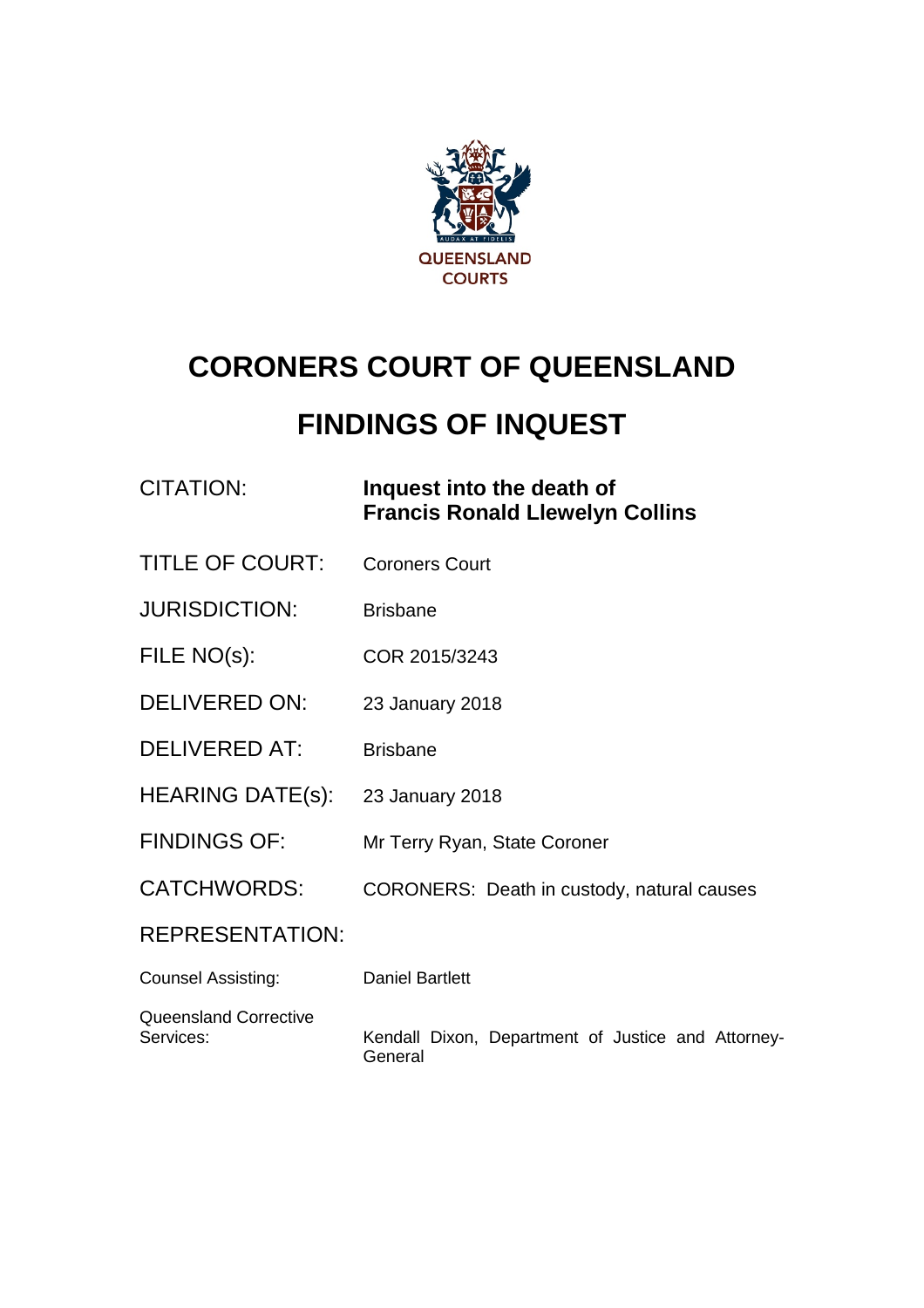QUEENSLAND COURTS

# CORONERS COURT OF QUEENSLAND

# FINDINGS OF INQUEST

| | |
|---|---|
| CITATION: | **Inquest into the death of Francis Ronald Llewelyn Collins** |
| TITLE OF COURT: | Coroners Court |
| JURISDICTION: | Brisbane |
| FILE NO(s): | COR 2015/3243 |
| DELIVERED ON: | 23 January 2018 |
| DELIVERED AT: | Brisbane |
| HEARING DATE(s): | 23 January 2018 |
| FINDINGS OF: | Mr Terry Ryan, State Coroner |
| CATCHWORDS: | CORONERS: Death in custody, natural causes |
| REPRESENTATION: | |
| Counsel Assisting: | Daniel Bartlett |
| Queensland Corrective Services: | Kendall Dixon, Department of Justice and Attorney-General |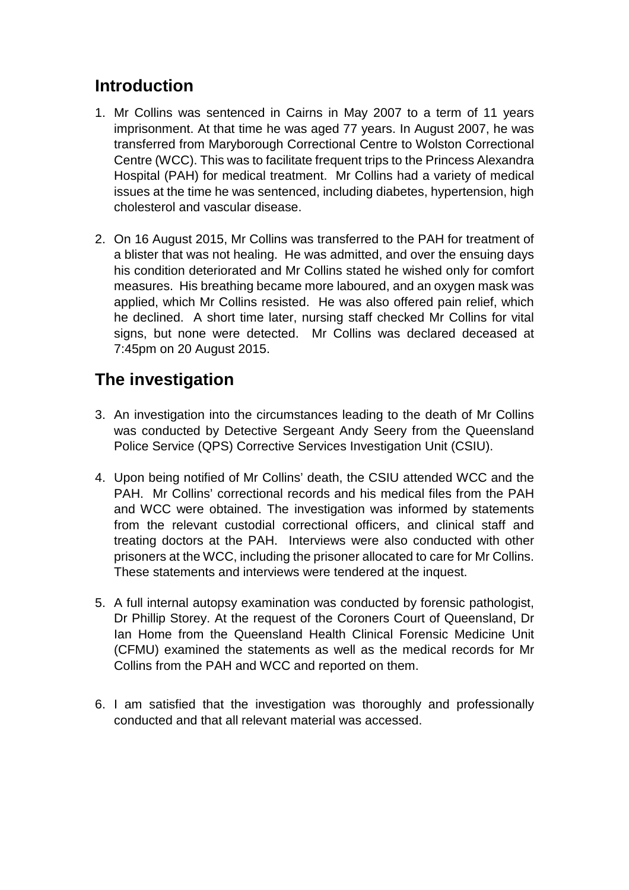## Introduction

1. Mr Collins was sentenced in Cairns in May 2007 to a term of 11 years imprisonment. At that time he was aged 77 years. In August 2007, he was transferred from Maryborough Correctional Centre to Wolston Correctional Centre (WCC). This was to facilitate frequent trips to the Princess Alexandra Hospital (PAH) for medical treatment. Mr Collins had a variety of medical issues at the time he was sentenced, including diabetes, hypertension, high cholesterol and vascular disease.

2. On 16 August 2015, Mr Collins was transferred to the PAH for treatment of a blister that was not healing. He was admitted, and over the ensuing days his condition deteriorated and Mr Collins stated he wished only for comfort measures. His breathing became more laboured, and an oxygen mask was applied, which Mr Collins resisted. He was also offered pain relief, which he declined. A short time later, nursing staff checked Mr Collins for vital signs, but none were detected. Mr Collins was declared deceased at 7:45pm on 20 August 2015.

## The investigation

3. An investigation into the circumstances leading to the death of Mr Collins was conducted by Detective Sergeant Andy Seery from the Queensland Police Service (QPS) Corrective Services Investigation Unit (CSIU).

4. Upon being notified of Mr Collins' death, the CSIU attended WCC and the PAH. Mr Collins' correctional records and his medical files from the PAH and WCC were obtained. The investigation was informed by statements from the relevant custodial correctional officers, and clinical staff and treating doctors at the PAH. Interviews were also conducted with other prisoners at the WCC, including the prisoner allocated to care for Mr Collins. These statements and interviews were tendered at the inquest.

5. A full internal autopsy examination was conducted by forensic pathologist, Dr Phillip Storey. At the request of the Coroners Court of Queensland, Dr Ian Home from the Queensland Health Clinical Forensic Medicine Unit (CFMU) examined the statements as well as the medical records for Mr Collins from the PAH and WCC and reported on them.

6. I am satisfied that the investigation was thoroughly and professionally conducted and that all relevant material was accessed.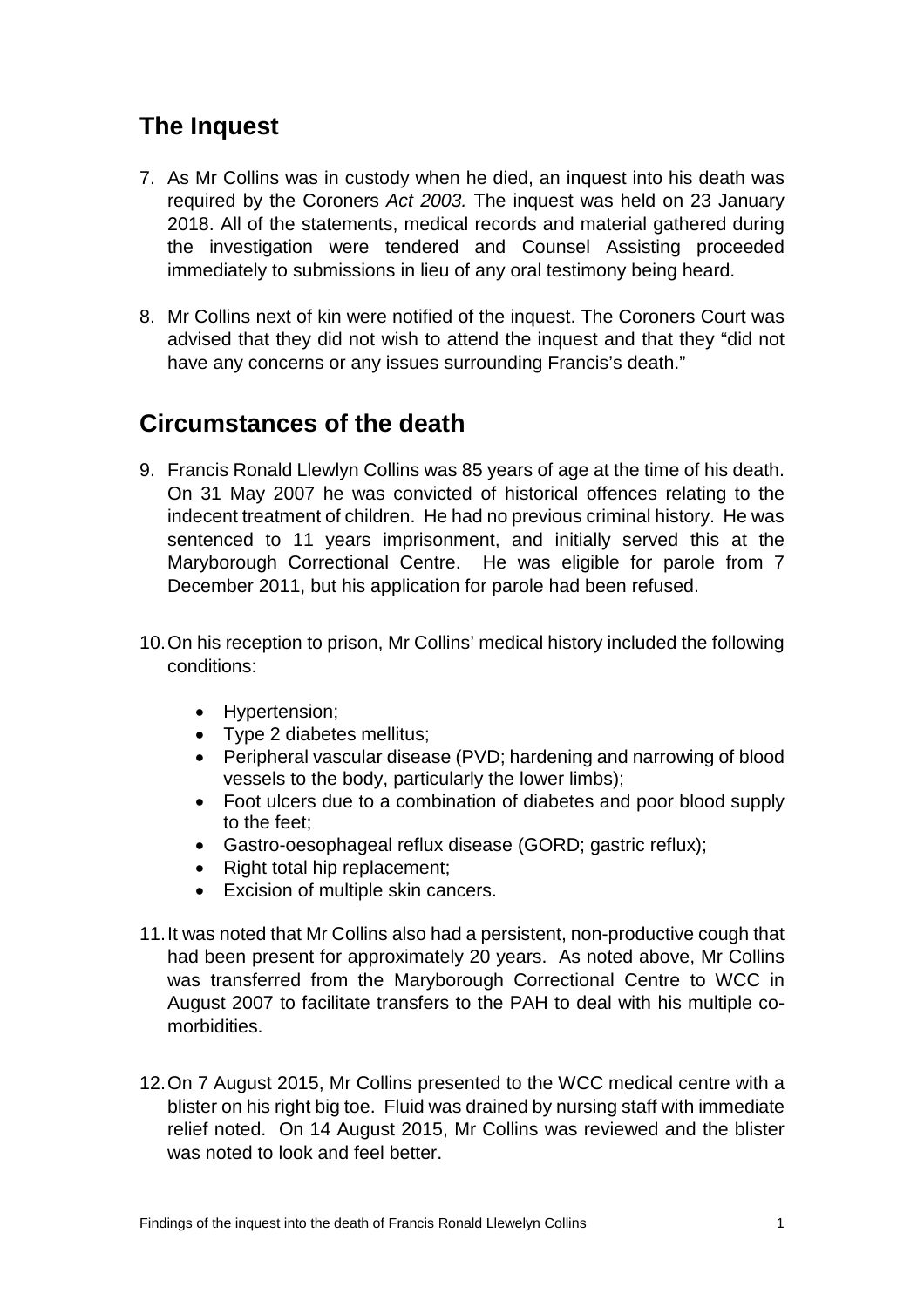## The Inquest

7. As Mr Collins was in custody when he died, an inquest into his death was required by the Coroners *Act 2003.* The inquest was held on 23 January 2018. All of the statements, medical records and material gathered during the investigation were tendered and Counsel Assisting proceeded immediately to submissions in lieu of any oral testimony being heard.

8. Mr Collins next of kin were notified of the inquest. The Coroners Court was advised that they did not wish to attend the inquest and that they "did not have any concerns or any issues surrounding Francis's death."

## Circumstances of the death

9. Francis Ronald Llewlyn Collins was 85 years of age at the time of his death. On 31 May 2007 he was convicted of historical offences relating to the indecent treatment of children. He had no previous criminal history. He was sentenced to 11 years imprisonment, and initially served this at the Maryborough Correctional Centre. He was eligible for parole from 7 December 2011, but his application for parole had been refused.

10. On his reception to prison, Mr Collins' medical history included the following conditions:

    - Hypertension;
    - Type 2 diabetes mellitus;
    - Peripheral vascular disease (PVD; hardening and narrowing of blood vessels to the body, particularly the lower limbs);
    - Foot ulcers due to a combination of diabetes and poor blood supply to the feet;
    - Gastro-oesophageal reflux disease (GORD; gastric reflux);
    - Right total hip replacement;
    - Excision of multiple skin cancers.

11. It was noted that Mr Collins also had a persistent, non-productive cough that had been present for approximately 20 years. As noted above, Mr Collins was transferred from the Maryborough Correctional Centre to WCC in August 2007 to facilitate transfers to the PAH to deal with his multiple co-morbidities.

12. On 7 August 2015, Mr Collins presented to the WCC medical centre with a blister on his right big toe. Fluid was drained by nursing staff with immediate relief noted. On 14 August 2015, Mr Collins was reviewed and the blister was noted to look and feel better.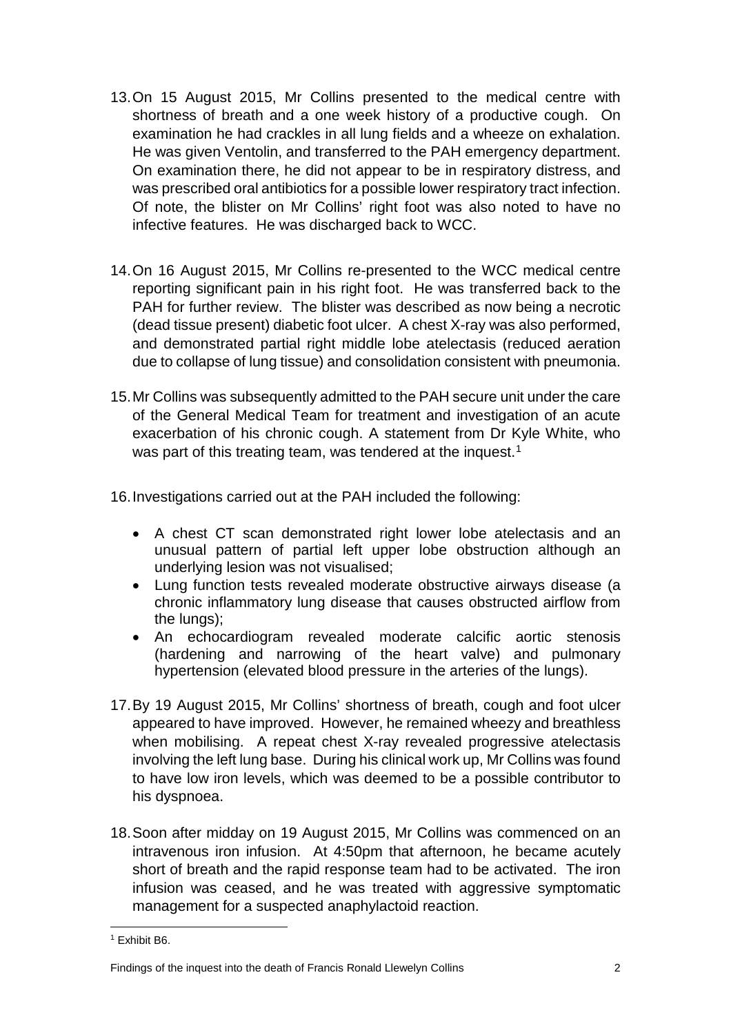13. On 15 August 2015, Mr Collins presented to the medical centre with shortness of breath and a one week history of a productive cough. On examination he had crackles in all lung fields and a wheeze on exhalation. He was given Ventolin, and transferred to the PAH emergency department. On examination there, he did not appear to be in respiratory distress, and was prescribed oral antibiotics for a possible lower respiratory tract infection. Of note, the blister on Mr Collins' right foot was also noted to have no infective features. He was discharged back to WCC.

14. On 16 August 2015, Mr Collins re-presented to the WCC medical centre reporting significant pain in his right foot. He was transferred back to the PAH for further review. The blister was described as now being a necrotic (dead tissue present) diabetic foot ulcer. A chest X-ray was also performed, and demonstrated partial right middle lobe atelectasis (reduced aeration due to collapse of lung tissue) and consolidation consistent with pneumonia.

15. Mr Collins was subsequently admitted to the PAH secure unit under the care of the General Medical Team for treatment and investigation of an acute exacerbation of his chronic cough. A statement from Dr Kyle White, who was part of this treating team, was tendered at the inquest.[1]

16. Investigations carried out at the PAH included the following:

    - A chest CT scan demonstrated right lower lobe atelectasis and an unusual pattern of partial left upper lobe obstruction although an underlying lesion was not visualised;
    - Lung function tests revealed moderate obstructive airways disease (a chronic inflammatory lung disease that causes obstructed airflow from the lungs);
    - An echocardiogram revealed moderate calcific aortic stenosis (hardening and narrowing of the heart valve) and pulmonary hypertension (elevated blood pressure in the arteries of the lungs).

17. By 19 August 2015, Mr Collins' shortness of breath, cough and foot ulcer appeared to have improved. However, he remained wheezy and breathless when mobilising. A repeat chest X-ray revealed progressive atelectasis involving the left lung base. During his clinical work up, Mr Collins was found to have low iron levels, which was deemed to be a possible contributor to his dyspnoea.

18. Soon after midday on 19 August 2015, Mr Collins was commenced on an intravenous iron infusion. At 4:50pm that afternoon, he became acutely short of breath and the rapid response team had to be activated. The iron infusion was ceased, and he was treated with aggressive symptomatic management for a suspected anaphylactoid reaction.

[1] Exhibit B6.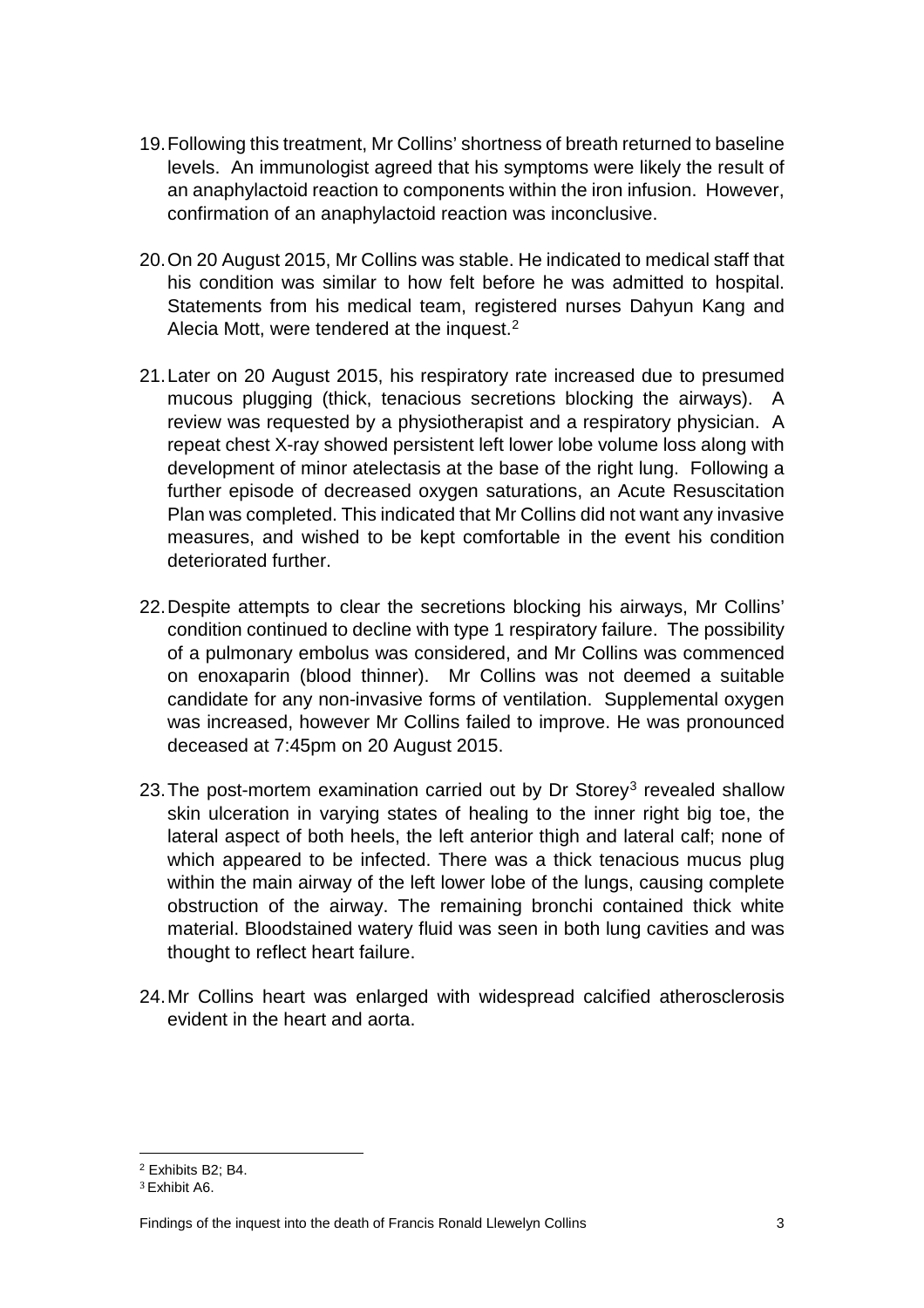19. Following this treatment, Mr Collins' shortness of breath returned to baseline levels. An immunologist agreed that his symptoms were likely the result of an anaphylactoid reaction to components within the iron infusion. However, confirmation of an anaphylactoid reaction was inconclusive.

20. On 20 August 2015, Mr Collins was stable. He indicated to medical staff that his condition was similar to how felt before he was admitted to hospital. Statements from his medical team, registered nurses Dahyun Kang and Alecia Mott, were tendered at the inquest.[2]

21. Later on 20 August 2015, his respiratory rate increased due to presumed mucous plugging (thick, tenacious secretions blocking the airways). A review was requested by a physiotherapist and a respiratory physician. A repeat chest X-ray showed persistent left lower lobe volume loss along with development of minor atelectasis at the base of the right lung. Following a further episode of decreased oxygen saturations, an Acute Resuscitation Plan was completed. This indicated that Mr Collins did not want any invasive measures, and wished to be kept comfortable in the event his condition deteriorated further.

22. Despite attempts to clear the secretions blocking his airways, Mr Collins' condition continued to decline with type 1 respiratory failure. The possibility of a pulmonary embolus was considered, and Mr Collins was commenced on enoxaparin (blood thinner). Mr Collins was not deemed a suitable candidate for any non-invasive forms of ventilation. Supplemental oxygen was increased, however Mr Collins failed to improve. He was pronounced deceased at 7:45pm on 20 August 2015.

23. The post-mortem examination carried out by Dr Storey[3] revealed shallow skin ulceration in varying states of healing to the inner right big toe, the lateral aspect of both heels, the left anterior thigh and lateral calf; none of which appeared to be infected. There was a thick tenacious mucus plug within the main airway of the left lower lobe of the lungs, causing complete obstruction of the airway. The remaining bronchi contained thick white material. Bloodstained watery fluid was seen in both lung cavities and was thought to reflect heart failure.

24. Mr Collins heart was enlarged with widespread calcified atherosclerosis evident in the heart and aorta.

---

[2] Exhibits B2; B4.

[3] Exhibit A6.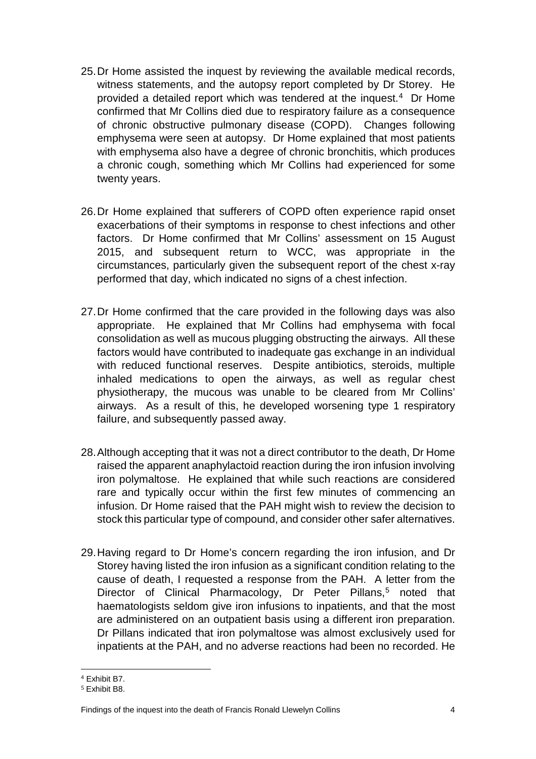25. Dr Home assisted the inquest by reviewing the available medical records, witness statements, and the autopsy report completed by Dr Storey. He provided a detailed report which was tendered at the inquest.[4] Dr Home confirmed that Mr Collins died due to respiratory failure as a consequence of chronic obstructive pulmonary disease (COPD). Changes following emphysema were seen at autopsy. Dr Home explained that most patients with emphysema also have a degree of chronic bronchitis, which produces a chronic cough, something which Mr Collins had experienced for some twenty years.

26. Dr Home explained that sufferers of COPD often experience rapid onset exacerbations of their symptoms in response to chest infections and other factors. Dr Home confirmed that Mr Collins' assessment on 15 August 2015, and subsequent return to WCC, was appropriate in the circumstances, particularly given the subsequent report of the chest x-ray performed that day, which indicated no signs of a chest infection.

27. Dr Home confirmed that the care provided in the following days was also appropriate. He explained that Mr Collins had emphysema with focal consolidation as well as mucous plugging obstructing the airways. All these factors would have contributed to inadequate gas exchange in an individual with reduced functional reserves. Despite antibiotics, steroids, multiple inhaled medications to open the airways, as well as regular chest physiotherapy, the mucous was unable to be cleared from Mr Collins' airways. As a result of this, he developed worsening type 1 respiratory failure, and subsequently passed away.

28. Although accepting that it was not a direct contributor to the death, Dr Home raised the apparent anaphylactoid reaction during the iron infusion involving iron polymaltose. He explained that while such reactions are considered rare and typically occur within the first few minutes of commencing an infusion. Dr Home raised that the PAH might wish to review the decision to stock this particular type of compound, and consider other safer alternatives.

29. Having regard to Dr Home's concern regarding the iron infusion, and Dr Storey having listed the iron infusion as a significant condition relating to the cause of death, I requested a response from the PAH. A letter from the Director of Clinical Pharmacology, Dr Peter Pillans,[5] noted that haematologists seldom give iron infusions to inpatients, and that the most are administered on an outpatient basis using a different iron preparation. Dr Pillans indicated that iron polymaltose was almost exclusively used for inpatients at the PAH, and no adverse reactions had been no recorded. He

[4] Exhibit B7.

[5] Exhibit B8.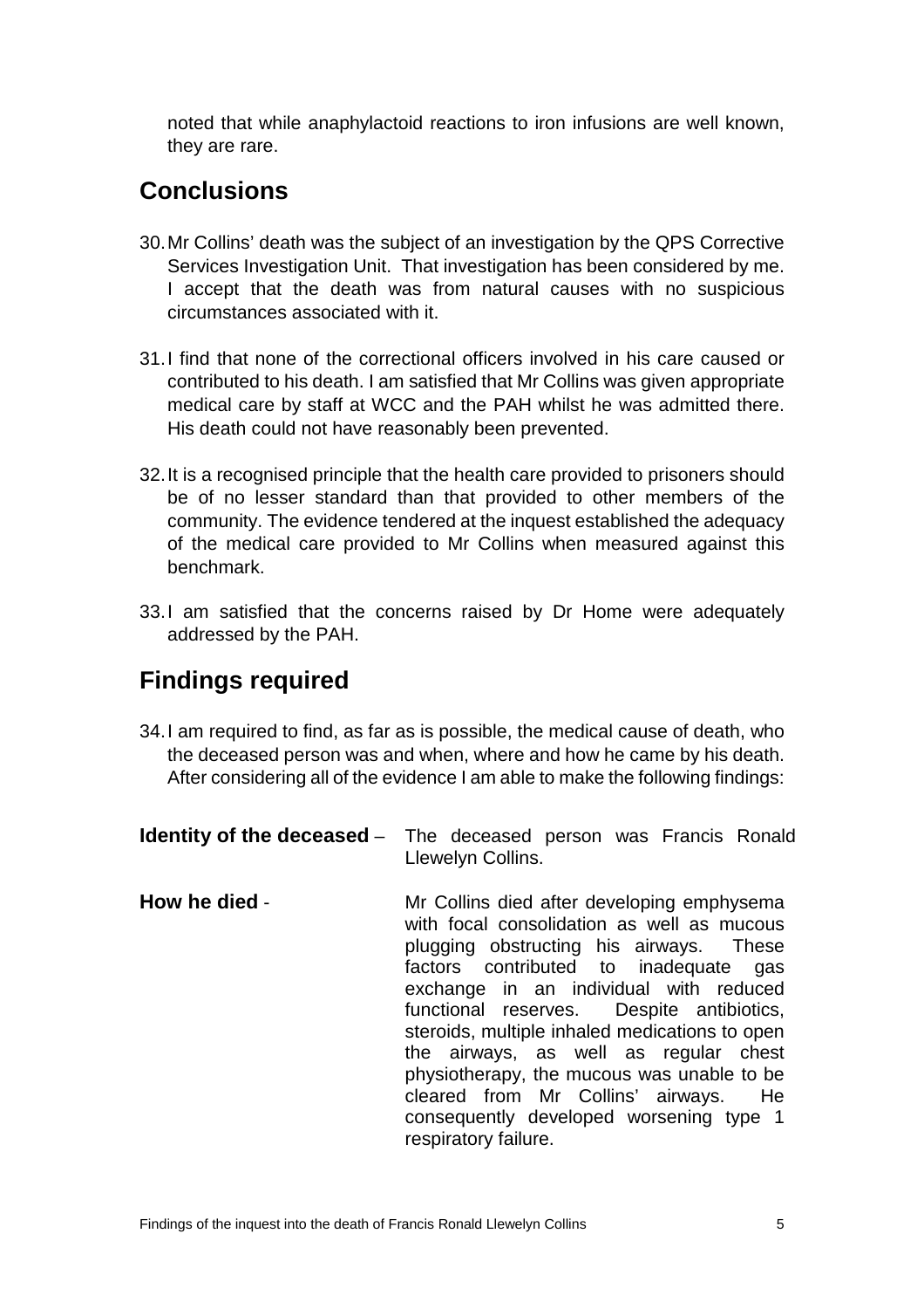noted that while anaphylactoid reactions to iron infusions are well known, they are rare.

## Conclusions

30. Mr Collins' death was the subject of an investigation by the QPS Corrective Services Investigation Unit. That investigation has been considered by me. I accept that the death was from natural causes with no suspicious circumstances associated with it.

31. I find that none of the correctional officers involved in his care caused or contributed to his death. I am satisfied that Mr Collins was given appropriate medical care by staff at WCC and the PAH whilst he was admitted there. His death could not have reasonably been prevented.

32. It is a recognised principle that the health care provided to prisoners should be of no lesser standard than that provided to other members of the community. The evidence tendered at the inquest established the adequacy of the medical care provided to Mr Collins when measured against this benchmark.

33. I am satisfied that the concerns raised by Dr Home were adequately addressed by the PAH.

## Findings required

34. I am required to find, as far as is possible, the medical cause of death, who the deceased person was and when, where and how he came by his death. After considering all of the evidence I am able to make the following findings:

**Identity of the deceased** – The deceased person was Francis Ronald Llewelyn Collins.

**How he died** - Mr Collins died after developing emphysema with focal consolidation as well as mucous plugging obstructing his airways. These factors contributed to inadequate gas exchange in an individual with reduced functional reserves. Despite antibiotics, steroids, multiple inhaled medications to open the airways, as well as regular chest physiotherapy, the mucous was unable to be cleared from Mr Collins' airways. He consequently developed worsening type 1 respiratory failure.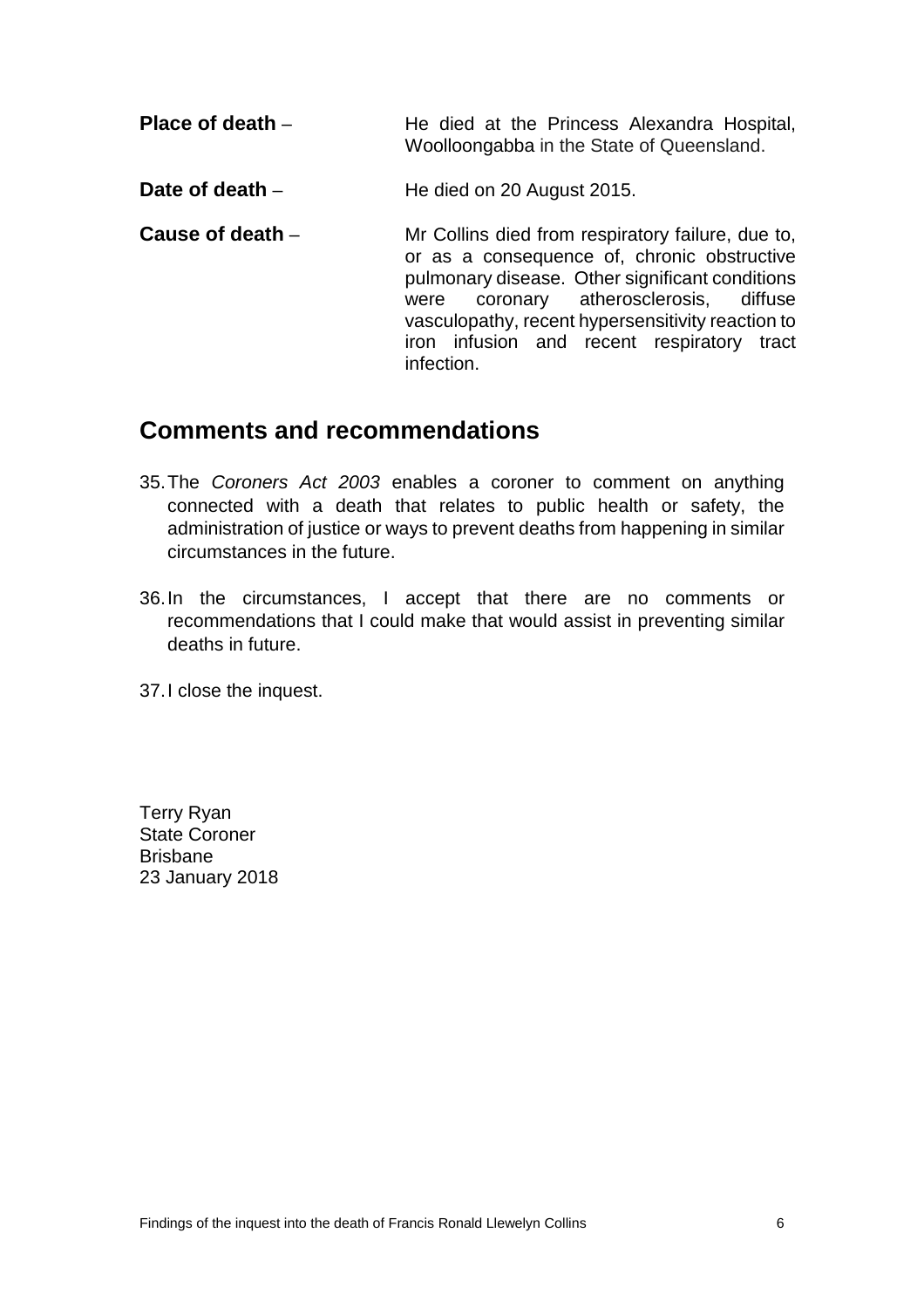**Place of death** – He died at the Princess Alexandra Hospital, Woolloongabba in the State of Queensland.

**Date of death** – He died on 20 August 2015.

**Cause of death** – Mr Collins died from respiratory failure, due to, or as a consequence of, chronic obstructive pulmonary disease. Other significant conditions were coronary atherosclerosis, diffuse vasculopathy, recent hypersensitivity reaction to iron infusion and recent respiratory tract infection.

## Comments and recommendations

35. The *Coroners Act 2003* enables a coroner to comment on anything connected with a death that relates to public health or safety, the administration of justice or ways to prevent deaths from happening in similar circumstances in the future.

36. In the circumstances, I accept that there are no comments or recommendations that I could make that would assist in preventing similar deaths in future.

37. I close the inquest.

Terry Ryan
State Coroner
Brisbane
23 January 2018